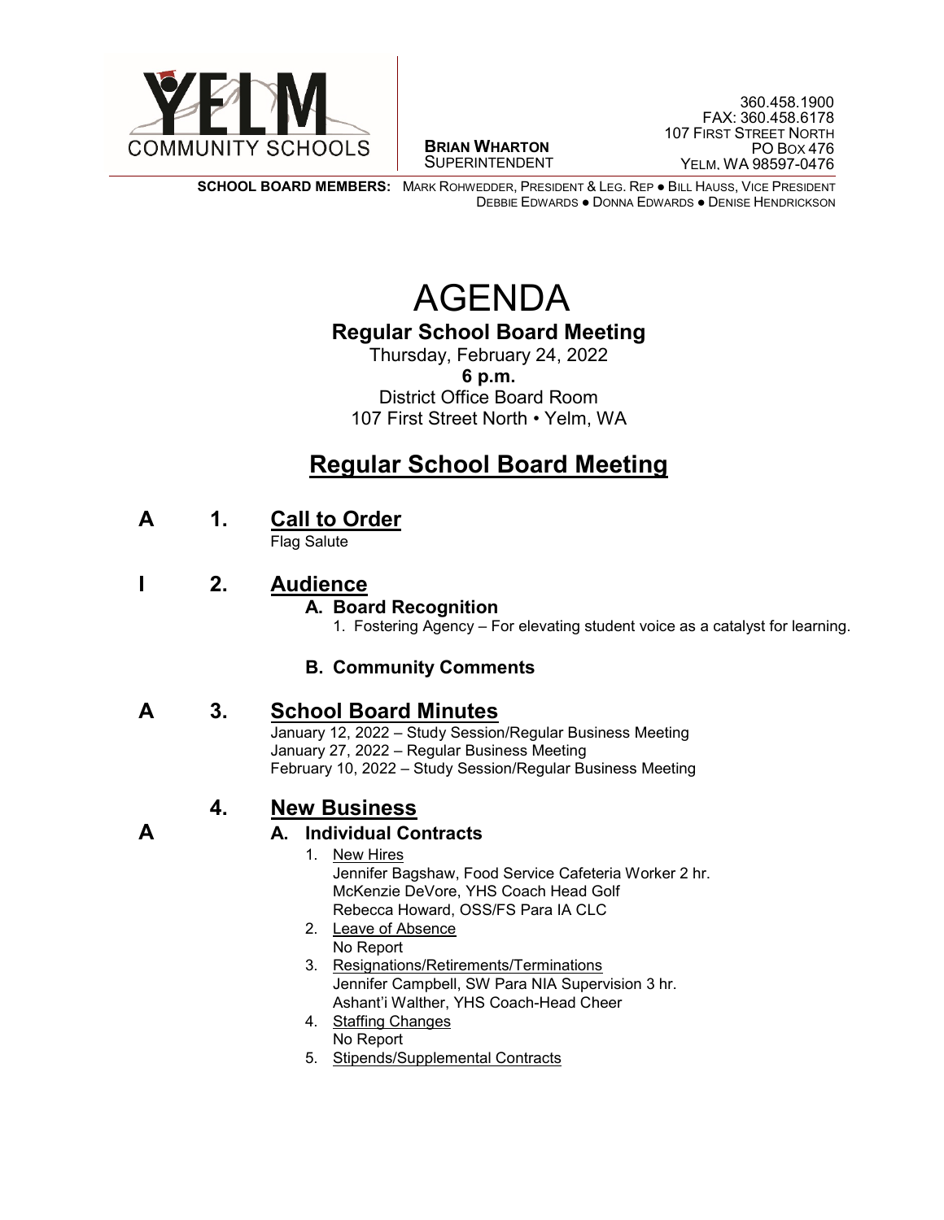YELM COMMUNITY SCHOOLS

**BRIAN WHARTON**
SUPERINTENDENT

360.458.1900
FAX: 360.458.6178
107 FIRST STREET NORTH
PO BOX 476
YELM, WA 98597-0476

**SCHOOL BOARD MEMBERS:** MARK ROHWEDDER, PRESIDENT & LEG. REP ● BILL HAUSS, VICE PRESIDENT
DEBBIE EDWARDS ● DONNA EDWARDS ● DENISE HENDRICKSON

# AGENDA

## Regular School Board Meeting

Thursday, February 24, 2022
**6 p.m.**
District Office Board Room
107 First Street North • Yelm, WA

## Regular School Board Meeting

**A 1. Call to Order**

Flag Salute

**I 2. Audience**

**A. Board Recognition**

1. Fostering Agency – For elevating student voice as a catalyst for learning.

**B. Community Comments**

**A 3. School Board Minutes**

January 12, 2022 – Study Session/Regular Business Meeting
January 27, 2022 – Regular Business Meeting
February 10, 2022 – Study Session/Regular Business Meeting

**4. New Business**

**A A. Individual Contracts**

1. New Hires
   Jennifer Bagshaw, Food Service Cafeteria Worker 2 hr.
   McKenzie DeVore, YHS Coach Head Golf
   Rebecca Howard, OSS/FS Para IA CLC
2. Leave of Absence
   No Report
3. Resignations/Retirements/Terminations
   Jennifer Campbell, SW Para NIA Supervision 3 hr.
   Ashant'i Walther, YHS Coach-Head Cheer
4. Staffing Changes
   No Report
5. Stipends/Supplemental Contracts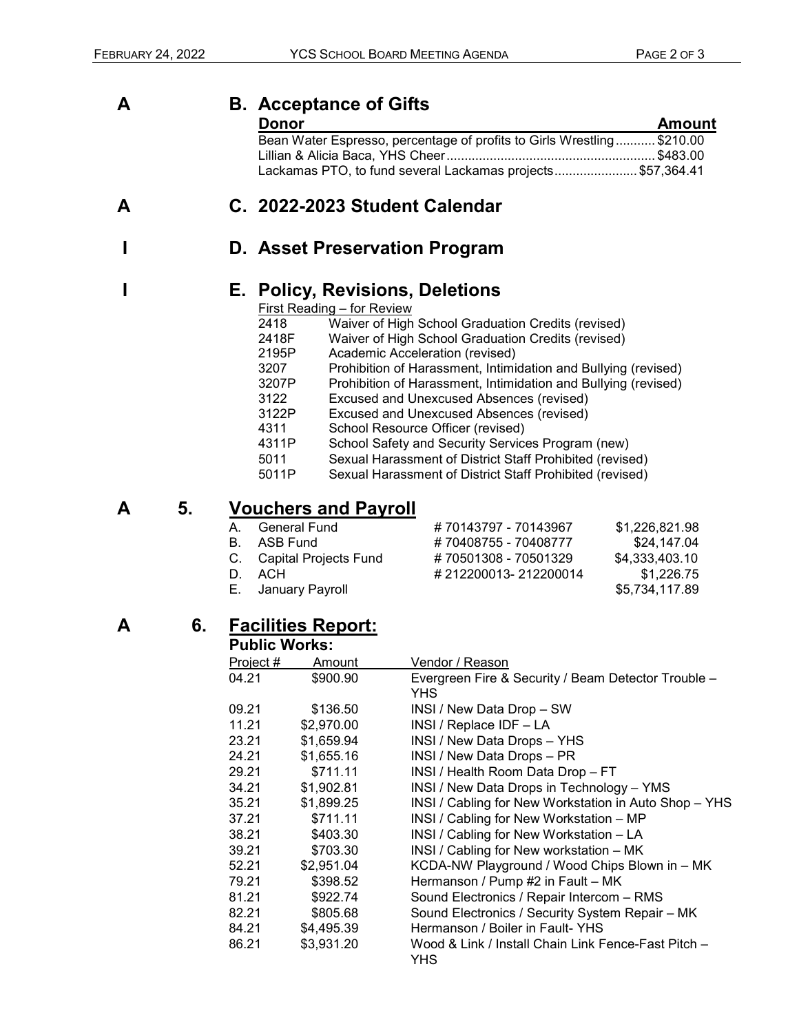A **B. Acceptance of Gifts**

| Donor | Amount |
|---|---|
| Bean Water Espresso, percentage of profits to Girls Wrestling | $210.00 |
| Lillian & Alicia Baca, YHS Cheer | $483.00 |
| Lackamas PTO, to fund several Lackamas projects | $57,364.41 |

A **C. 2022-2023 Student Calendar**

I **D. Asset Preservation Program**

I **E. Policy, Revisions, Deletions**

First Reading – for Review

| | |
|---|---|
| 2418 | Waiver of High School Graduation Credits (revised) |
| 2418F | Waiver of High School Graduation Credits (revised) |
| 2195P | Academic Acceleration (revised) |
| 3207 | Prohibition of Harassment, Intimidation and Bullying (revised) |
| 3207P | Prohibition of Harassment, Intimidation and Bullying (revised) |
| 3122 | Excused and Unexcused Absences (revised) |
| 3122P | Excused and Unexcused Absences (revised) |
| 4311 | School Resource Officer (revised) |
| 4311P | School Safety and Security Services Program (new) |
| 5011 | Sexual Harassment of District Staff Prohibited (revised) |
| 5011P | Sexual Harassment of District Staff Prohibited (revised) |

A **5. Vouchers and Payroll**

| | | | |
|---|---|---|---|
| A. | General Fund | # 70143797 - 70143967 | $1,226,821.98 |
| B. | ASB Fund | # 70408755 - 70408777 | $24,147.04 |
| C. | Capital Projects Fund | # 70501308 - 70501329 | $4,333,403.10 |
| D. | ACH | # 212200013- 212200014 | $1,226.75 |
| E. | January Payroll | | $5,734,117.89 |

A **6. Facilities Report:**

**Public Works:**

| Project # | Amount | Vendor / Reason |
|---|---|---|
| 04.21 | $900.90 | Evergreen Fire & Security / Beam Detector Trouble – YHS |
| 09.21 | $136.50 | INSI / New Data Drop – SW |
| 11.21 | $2,970.00 | INSI / Replace IDF – LA |
| 23.21 | $1,659.94 | INSI / New Data Drops – YHS |
| 24.21 | $1,655.16 | INSI / New Data Drops – PR |
| 29.21 | $711.11 | INSI / Health Room Data Drop – FT |
| 34.21 | $1,902.81 | INSI / New Data Drops in Technology – YMS |
| 35.21 | $1,899.25 | INSI / Cabling for New Workstation in Auto Shop – YHS |
| 37.21 | $711.11 | INSI / Cabling for New Workstation – MP |
| 38.21 | $403.30 | INSI / Cabling for New Workstation – LA |
| 39.21 | $703.30 | INSI / Cabling for New workstation – MK |
| 52.21 | $2,951.04 | KCDA-NW Playground / Wood Chips Blown in – MK |
| 79.21 | $398.52 | Hermanson / Pump #2 in Fault – MK |
| 81.21 | $922.74 | Sound Electronics / Repair Intercom – RMS |
| 82.21 | $805.68 | Sound Electronics / Security System Repair – MK |
| 84.21 | $4,495.39 | Hermanson / Boiler in Fault- YHS |
| 86.21 | $3,931.20 | Wood & Link / Install Chain Link Fence-Fast Pitch – YHS |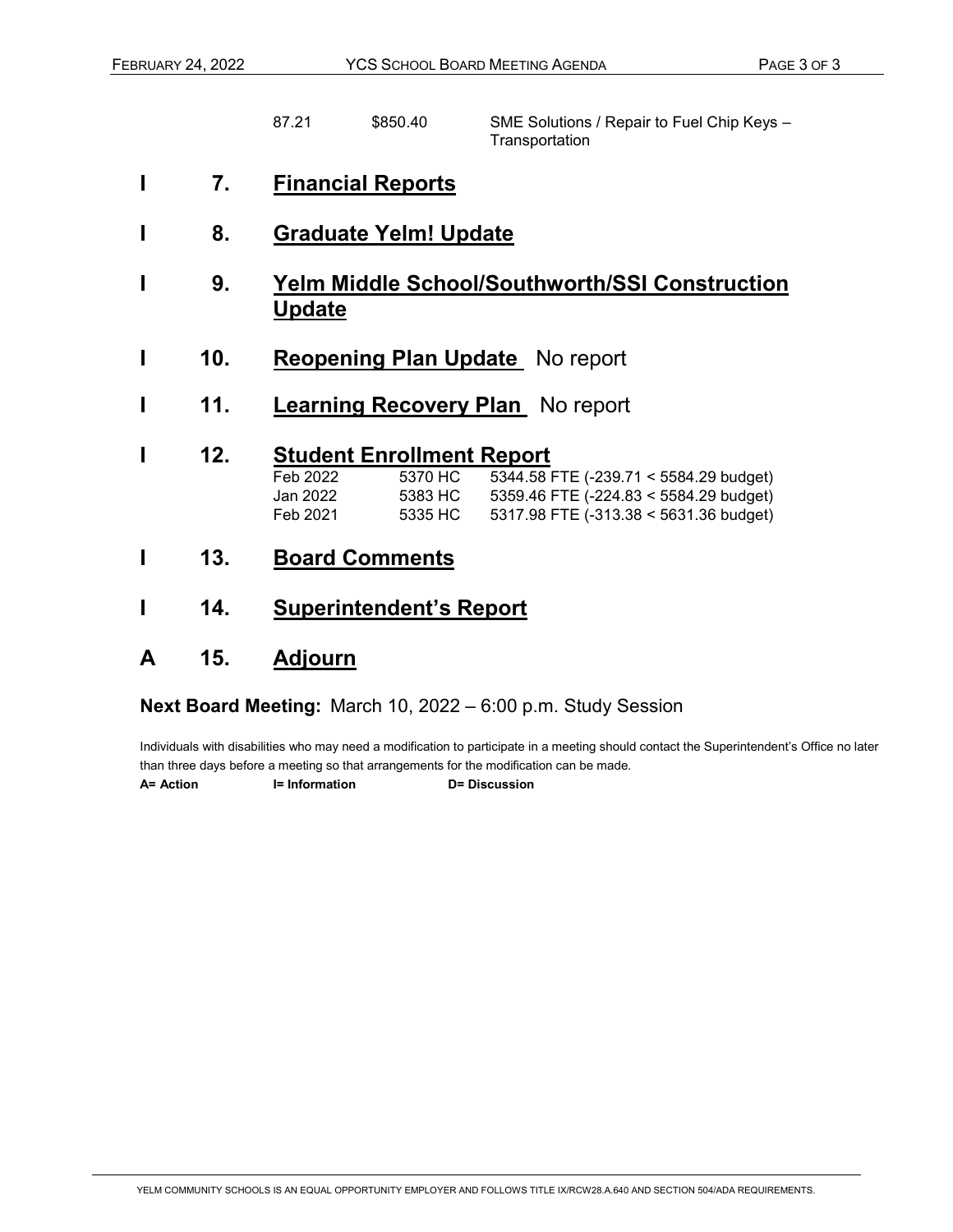| | | |
|---|---|---|
| 87.21 | $850.40 | SME Solutions / Repair to Fuel Chip Keys – Transportation |

## I 7. Financial Reports

## I 8. Graduate Yelm! Update

## I 9. Yelm Middle School/Southworth/SSI Construction Update

## I 10. Reopening Plan Update No report

## I 11. Learning Recovery Plan No report

## I 12. Student Enrollment Report

| | | |
|---|---|---|
| Feb 2022 | 5370 HC | 5344.58 FTE (-239.71 < 5584.29 budget) |
| Jan 2022 | 5383 HC | 5359.46 FTE (-224.83 < 5584.29 budget) |
| Feb 2021 | 5335 HC | 5317.98 FTE (-313.38 < 5631.36 budget) |

## I 13. Board Comments

## I 14. Superintendent's Report

## A 15. Adjourn

**Next Board Meeting:** March 10, 2022 – 6:00 p.m. Study Session

Individuals with disabilities who may need a modification to participate in a meeting should contact the Superintendent's Office no later than three days before a meeting so that arrangements for the modification can be made.

**A= Action** **I= Information** **D= Discussion**

YELM COMMUNITY SCHOOLS IS AN EQUAL OPPORTUNITY EMPLOYER AND FOLLOWS TITLE IX/RCW28.A.640 AND SECTION 504/ADA REQUIREMENTS.